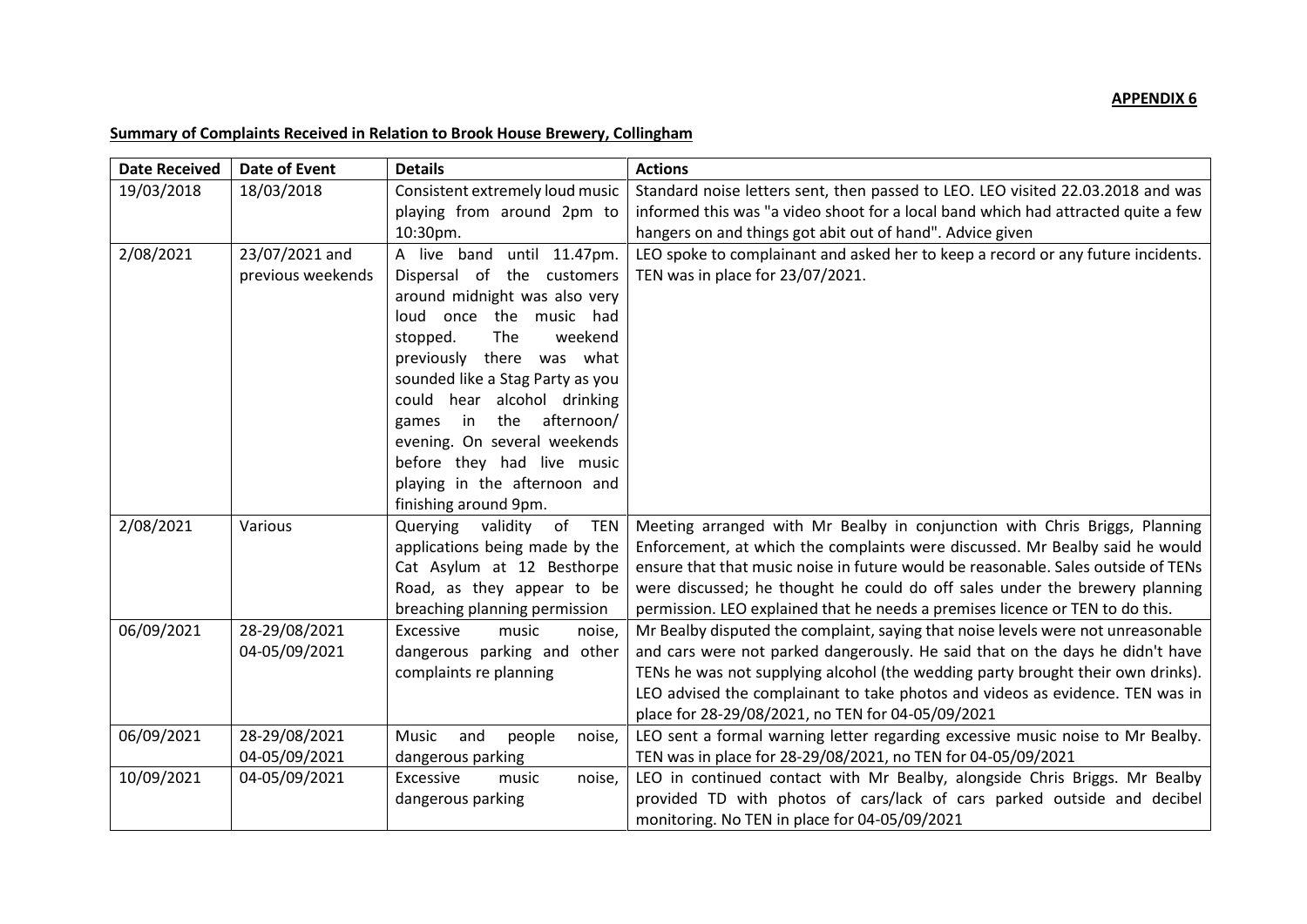**APPENDIX 6**

**Summary of Complaints Received in Relation to Brook House Brewery, Collingham**

| Date Received | Date of Event | Details | Actions |
|---|---|---|---|
| 19/03/2018 | 18/03/2018 | Consistent extremely loud music playing from around 2pm to 10:30pm. | Standard noise letters sent, then passed to LEO. LEO visited 22.03.2018 and was informed this was "a video shoot for a local band which had attracted quite a few hangers on and things got abit out of hand". Advice given |
| 2/08/2021 | 23/07/2021 and previous weekends | A live band until 11.47pm. Dispersal of the customers around midnight was also very loud once the music had stopped. The weekend previously there was what sounded like a Stag Party as you could hear alcohol drinking games in the afternoon/ evening. On several weekends before they had live music playing in the afternoon and finishing around 9pm. | LEO spoke to complainant and asked her to keep a record or any future incidents. TEN was in place for 23/07/2021. |
| 2/08/2021 | Various | Querying validity of TEN applications being made by the Cat Asylum at 12 Besthorpe Road, as they appear to be breaching planning permission | Meeting arranged with Mr Bealby in conjunction with Chris Briggs, Planning Enforcement, at which the complaints were discussed. Mr Bealby said he would ensure that that music noise in future would be reasonable. Sales outside of TENs were discussed; he thought he could do off sales under the brewery planning permission. LEO explained that he needs a premises licence or TEN to do this. |
| 06/09/2021 | 28-29/08/2021 04-05/09/2021 | Excessive music noise, dangerous parking and other complaints re planning | Mr Bealby disputed the complaint, saying that noise levels were not unreasonable and cars were not parked dangerously. He said that on the days he didn't have TENs he was not supplying alcohol (the wedding party brought their own drinks). LEO advised the complainant to take photos and videos as evidence. TEN was in place for 28-29/08/2021, no TEN for 04-05/09/2021 |
| 06/09/2021 | 28-29/08/2021 04-05/09/2021 | Music and people noise, dangerous parking | LEO sent a formal warning letter regarding excessive music noise to Mr Bealby. TEN was in place for 28-29/08/2021, no TEN for 04-05/09/2021 |
| 10/09/2021 | 04-05/09/2021 | Excessive music noise, dangerous parking | LEO in continued contact with Mr Bealby, alongside Chris Briggs. Mr Bealby provided TD with photos of cars/lack of cars parked outside and decibel monitoring. No TEN in place for 04-05/09/2021 |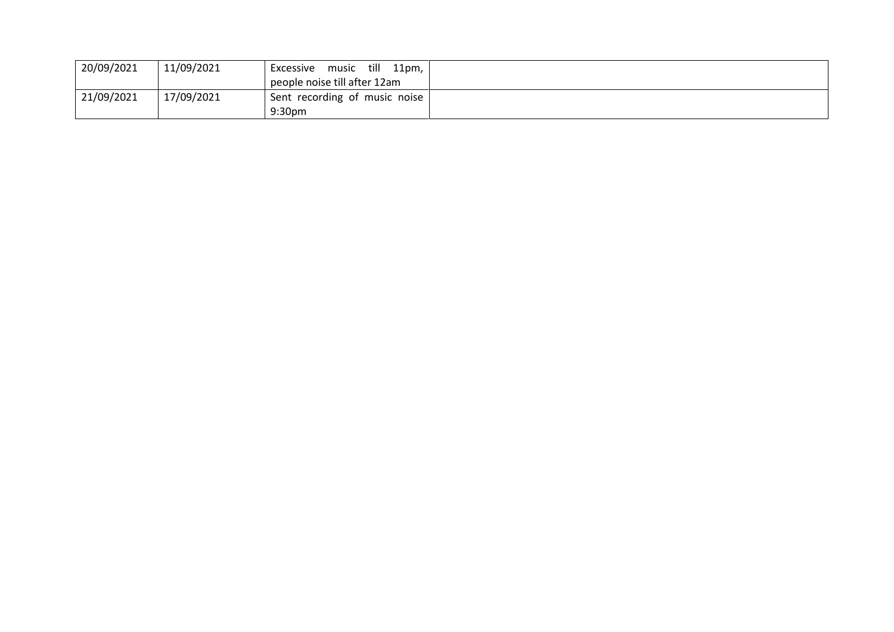| | | | |
|---|---|---|---|
| 20/09/2021 | 11/09/2021 | Excessive music till 11pm, people noise till after 12am | |
| 21/09/2021 | 17/09/2021 | Sent recording of music noise 9:30pm | |